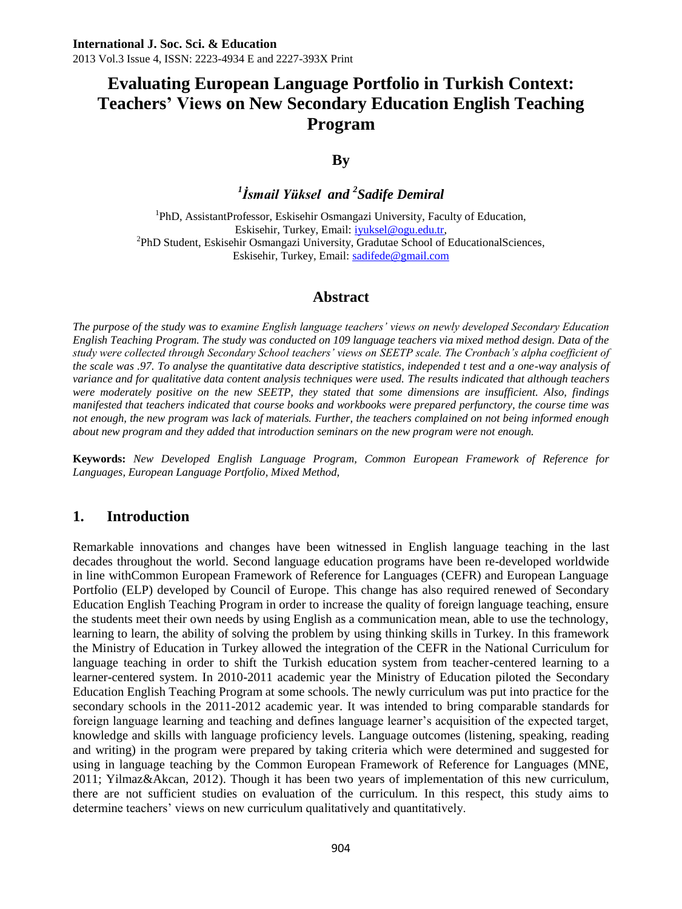# Evaluating European Language Portfolio in Turkish Context: Teachers' Views on New Secondary Education English Teaching Program

**By**

***[1]İsmail Yüksel and [2]Sadife Demiral***

[1]PhD, AssistantProfessor, Eskisehir Osmangazi University, Faculty of Education, Eskisehir, Turkey, Email: iyuksel@ogu.edu.tr,
[2]PhD Student, Eskisehir Osmangazi University, Gradutae School of EducationalSciences, Eskisehir, Turkey, Email: sadifede@gmail.com

## Abstract

*The purpose of the study was to examine English language teachers' views on newly developed Secondary Education English Teaching Program. The study was conducted on 109 language teachers via mixed method design. Data of the study were collected through Secondary School teachers' views on SEETP scale. The Cronbach's alpha coefficient of the scale was .97. To analyse the quantitative data descriptive statistics, independed t test and a one-way analysis of variance and for qualitative data content analysis techniques were used. The results indicated that although teachers were moderately positive on the new SEETP, they stated that some dimensions are insufficient. Also, findings manifested that teachers indicated that course books and workbooks were prepared perfunctory, the course time was not enough, the new program was lack of materials. Further, the teachers complained on not being informed enough about new program and they added that introduction seminars on the new program were not enough.*

**Keywords:** *New Developed English Language Program, Common European Framework of Reference for Languages, European Language Portfolio, Mixed Method,*

## 1. Introduction

Remarkable innovations and changes have been witnessed in English language teaching in the last decades throughout the world. Second language education programs have been re-developed worldwide in line withCommon European Framework of Reference for Languages (CEFR) and European Language Portfolio (ELP) developed by Council of Europe. This change has also required renewed of Secondary Education English Teaching Program in order to increase the quality of foreign language teaching, ensure the students meet their own needs by using English as a communication mean, able to use the technology, learning to learn, the ability of solving the problem by using thinking skills in Turkey. In this framework the Ministry of Education in Turkey allowed the integration of the CEFR in the National Curriculum for language teaching in order to shift the Turkish education system from teacher-centered learning to a learner-centered system. In 2010-2011 academic year the Ministry of Education piloted the Secondary Education English Teaching Program at some schools. The newly curriculum was put into practice for the secondary schools in the 2011-2012 academic year. It was intended to bring comparable standards for foreign language learning and teaching and defines language learner's acquisition of the expected target, knowledge and skills with language proficiency levels. Language outcomes (listening, speaking, reading and writing) in the program were prepared by taking criteria which were determined and suggested for using in language teaching by the Common European Framework of Reference for Languages (MNE, 2011; Yilmaz&Akcan, 2012). Though it has been two years of implementation of this new curriculum, there are not sufficient studies on evaluation of the curriculum. In this respect, this study aims to determine teachers' views on new curriculum qualitatively and quantitatively.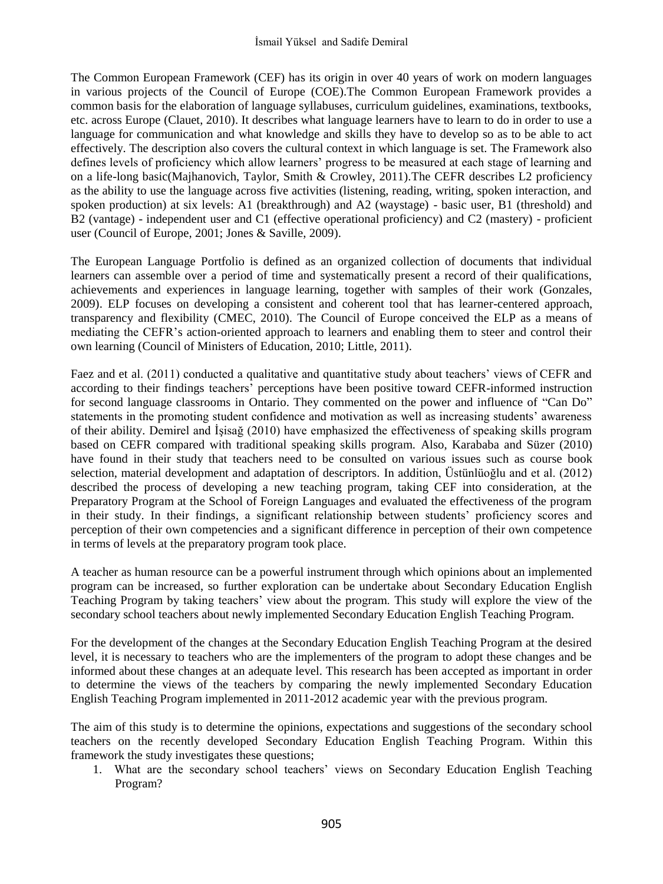The Common European Framework (CEF) has its origin in over 40 years of work on modern languages in various projects of the Council of Europe (COE).The Common European Framework provides a common basis for the elaboration of language syllabuses, curriculum guidelines, examinations, textbooks, etc. across Europe (Clauet, 2010). It describes what language learners have to learn to do in order to use a language for communication and what knowledge and skills they have to develop so as to be able to act effectively. The description also covers the cultural context in which language is set. The Framework also defines levels of proficiency which allow learners' progress to be measured at each stage of learning and on a life-long basic(Majhanovich, Taylor, Smith & Crowley, 2011).The CEFR describes L2 proficiency as the ability to use the language across five activities (listening, reading, writing, spoken interaction, and spoken production) at six levels: A1 (breakthrough) and A2 (waystage) - basic user, B1 (threshold) and B2 (vantage) - independent user and C1 (effective operational proficiency) and C2 (mastery) - proficient user (Council of Europe, 2001; Jones & Saville, 2009).

The European Language Portfolio is defined as an organized collection of documents that individual learners can assemble over a period of time and systematically present a record of their qualifications, achievements and experiences in language learning, together with samples of their work (Gonzales, 2009). ELP focuses on developing a consistent and coherent tool that has learner-centered approach, transparency and flexibility (CMEC, 2010). The Council of Europe conceived the ELP as a means of mediating the CEFR's action-oriented approach to learners and enabling them to steer and control their own learning (Council of Ministers of Education, 2010; Little, 2011).

Faez and et al. (2011) conducted a qualitative and quantitative study about teachers' views of CEFR and according to their findings teachers' perceptions have been positive toward CEFR-informed instruction for second language classrooms in Ontario. They commented on the power and influence of "Can Do" statements in the promoting student confidence and motivation as well as increasing students' awareness of their ability. Demirel and İşisağ (2010) have emphasized the effectiveness of speaking skills program based on CEFR compared with traditional speaking skills program. Also, Karababa and Süzer (2010) have found in their study that teachers need to be consulted on various issues such as course book selection, material development and adaptation of descriptors. In addition, Üstünlüoğlu and et al. (2012) described the process of developing a new teaching program, taking CEF into consideration, at the Preparatory Program at the School of Foreign Languages and evaluated the effectiveness of the program in their study. In their findings, a significant relationship between students' proficiency scores and perception of their own competencies and a significant difference in perception of their own competence in terms of levels at the preparatory program took place.

A teacher as human resource can be a powerful instrument through which opinions about an implemented program can be increased, so further exploration can be undertake about Secondary Education English Teaching Program by taking teachers' view about the program. This study will explore the view of the secondary school teachers about newly implemented Secondary Education English Teaching Program.

For the development of the changes at the Secondary Education English Teaching Program at the desired level, it is necessary to teachers who are the implementers of the program to adopt these changes and be informed about these changes at an adequate level. This research has been accepted as important in order to determine the views of the teachers by comparing the newly implemented Secondary Education English Teaching Program implemented in 2011-2012 academic year with the previous program.

The aim of this study is to determine the opinions, expectations and suggestions of the secondary school teachers on the recently developed Secondary Education English Teaching Program. Within this framework the study investigates these questions;

1. What are the secondary school teachers' views on Secondary Education English Teaching Program?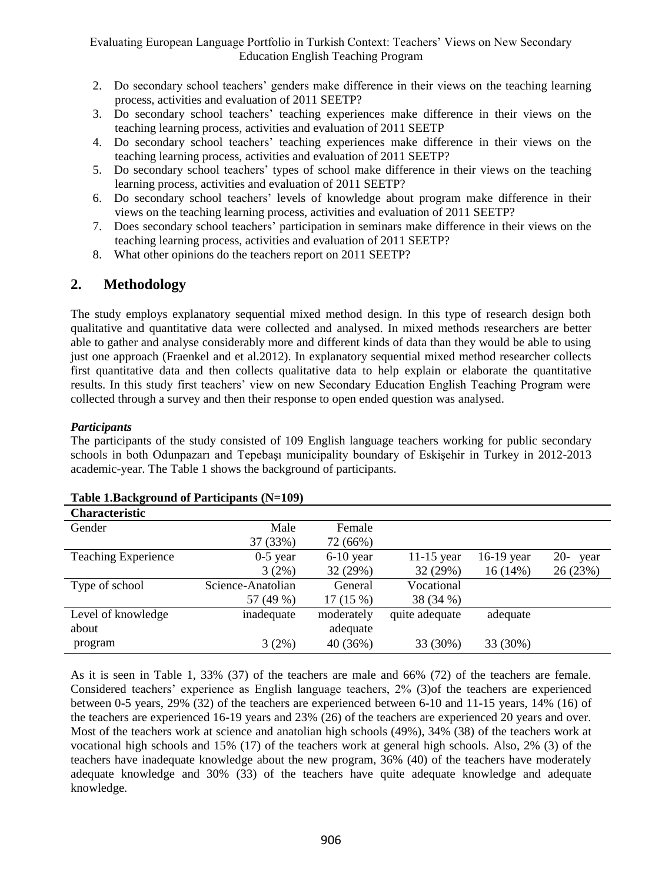2. Do secondary school teachers' genders make difference in their views on the teaching learning process, activities and evaluation of 2011 SEETP?
3. Do secondary school teachers' teaching experiences make difference in their views on the teaching learning process, activities and evaluation of 2011 SEETP
4. Do secondary school teachers' teaching experiences make difference in their views on the teaching learning process, activities and evaluation of 2011 SEETP?
5. Do secondary school teachers' types of school make difference in their views on the teaching learning process, activities and evaluation of 2011 SEETP?
6. Do secondary school teachers' levels of knowledge about program make difference in their views on the teaching learning process, activities and evaluation of 2011 SEETP?
7. Does secondary school teachers' participation in seminars make difference in their views on the teaching learning process, activities and evaluation of 2011 SEETP?
8. What other opinions do the teachers report on 2011 SEETP?

## 2. Methodology

The study employs explanatory sequential mixed method design. In this type of research design both qualitative and quantitative data were collected and analysed. In mixed methods researchers are better able to gather and analyse considerably more and different kinds of data than they would be able to using just one approach (Fraenkel and et al.2012). In explanatory sequential mixed method researcher collects first quantitative data and then collects qualitative data to help explain or elaborate the quantitative results. In this study first teachers' view on new Secondary Education English Teaching Program were collected through a survey and then their response to open ended question was analysed.

### *Participants*

The participants of the study consisted of 109 English language teachers working for public secondary schools in both Odunpazarı and Tepebaşı municipality boundary of Eskişehir in Turkey in 2012-2013 academic-year. The Table 1 shows the background of participants.

**Table 1.Background of Participants (N=109)**

| Characteristic | | | | | |
|---|---|---|---|---|---|
| Gender | Male<br>37 (33%) | Female<br>72 (66%) | | | |
| Teaching Experience | 0-5 year<br>3 (2%) | 6-10 year<br>32 (29%) | 11-15 year<br>32 (29%) | 16-19 year<br>16 (14%) | 20- year<br>26 (23%) |
| Type of school | Science-Anatolian<br>57 (49 %) | General<br>17 (15 %) | Vocational<br>38 (34 %) | | |
| Level of knowledge about program | inadequate<br>3 (2%) | moderately adequate<br>40 (36%) | quite adequate<br>33 (30%) | adequate<br>33 (30%) | |

As it is seen in Table 1, 33% (37) of the teachers are male and 66% (72) of the teachers are female. Considered teachers' experience as English language teachers, 2% (3)of the teachers are experienced between 0-5 years, 29% (32) of the teachers are experienced between 6-10 and 11-15 years, 14% (16) of the teachers are experienced 16-19 years and 23% (26) of the teachers are experienced 20 years and over. Most of the teachers work at science and anatolian high schools (49%), 34% (38) of the teachers work at vocational high schools and 15% (17) of the teachers work at general high schools. Also, 2% (3) of the teachers have inadequate knowledge about the new program, 36% (40) of the teachers have moderately adequate knowledge and 30% (33) of the teachers have quite adequate knowledge and adequate knowledge.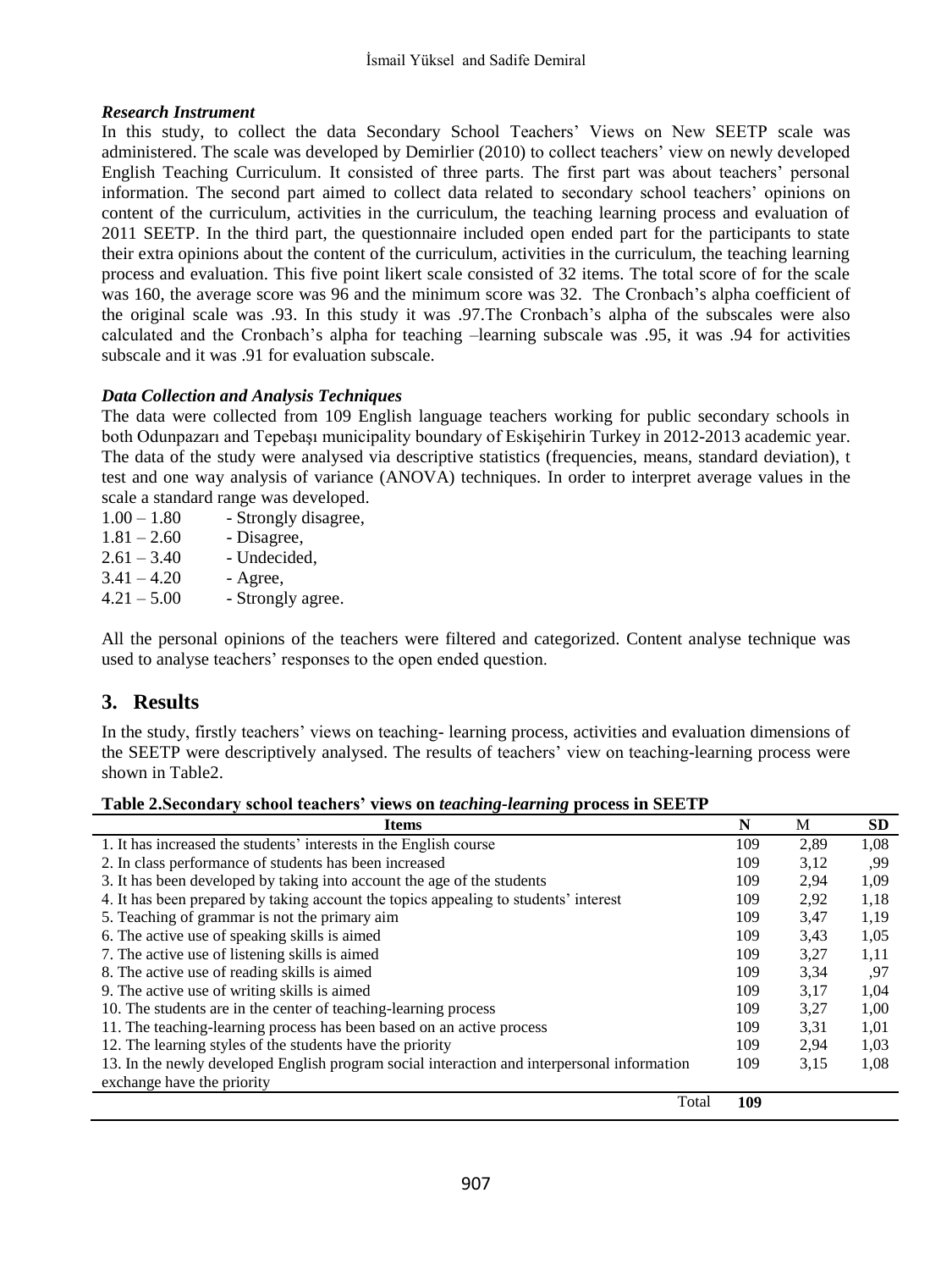### *Research Instrument*

In this study, to collect the data Secondary School Teachers' Views on New SEETP scale was administered. The scale was developed by Demirlier (2010) to collect teachers' view on newly developed English Teaching Curriculum. It consisted of three parts. The first part was about teachers' personal information. The second part aimed to collect data related to secondary school teachers' opinions on content of the curriculum, activities in the curriculum, the teaching learning process and evaluation of 2011 SEETP. In the third part, the questionnaire included open ended part for the participants to state their extra opinions about the content of the curriculum, activities in the curriculum, the teaching learning process and evaluation. This five point likert scale consisted of 32 items. The total score of for the scale was 160, the average score was 96 and the minimum score was 32. The Cronbach's alpha coefficient of the original scale was .93. In this study it was .97.The Cronbach's alpha of the subscales were also calculated and the Cronbach's alpha for teaching –learning subscale was .95, it was .94 for activities subscale and it was .91 for evaluation subscale.

### *Data Collection and Analysis Techniques*

The data were collected from 109 English language teachers working for public secondary schools in both Odunpazarı and Tepebaşı municipality boundary of Eskişehirin Turkey in 2012-2013 academic year. The data of the study were analysed via descriptive statistics (frequencies, means, standard deviation), t test and one way analysis of variance (ANOVA) techniques. In order to interpret average values in the scale a standard range was developed.

1.00 – 1.80 - Strongly disagree,
1.81 – 2.60 - Disagree,
2.61 – 3.40 - Undecided,
3.41 – 4.20 - Agree,
4.21 – 5.00 - Strongly agree.

All the personal opinions of the teachers were filtered and categorized. Content analyse technique was used to analyse teachers' responses to the open ended question.

## 3. Results

In the study, firstly teachers' views on teaching- learning process, activities and evaluation dimensions of the SEETP were descriptively analysed. The results of teachers' view on teaching-learning process were shown in Table2.

**Table 2.Secondary school teachers' views on *teaching-learning* process in SEETP**

| Items | N | M | SD |
|---|---|---|---|
| 1. It has increased the students' interests in the English course | 109 | 2,89 | 1,08 |
| 2. In class performance of students has been increased | 109 | 3,12 | ,99 |
| 3. It has been developed by taking into account the age of the students | 109 | 2,94 | 1,09 |
| 4. It has been prepared by taking account the topics appealing to students' interest | 109 | 2,92 | 1,18 |
| 5. Teaching of grammar is not the primary aim | 109 | 3,47 | 1,19 |
| 6. The active use of speaking skills is aimed | 109 | 3,43 | 1,05 |
| 7. The active use of listening skills is aimed | 109 | 3,27 | 1,11 |
| 8. The active use of reading skills is aimed | 109 | 3,34 | ,97 |
| 9. The active use of writing skills is aimed | 109 | 3,17 | 1,04 |
| 10. The students are in the center of teaching-learning process | 109 | 3,27 | 1,00 |
| 11. The teaching-learning process has been based on an active process | 109 | 3,31 | 1,01 |
| 12. The learning styles of the students have the priority | 109 | 2,94 | 1,03 |
| 13. In the newly developed English program social interaction and interpersonal information exchange have the priority | 109 | 3,15 | 1,08 |
| Total | **109** | | |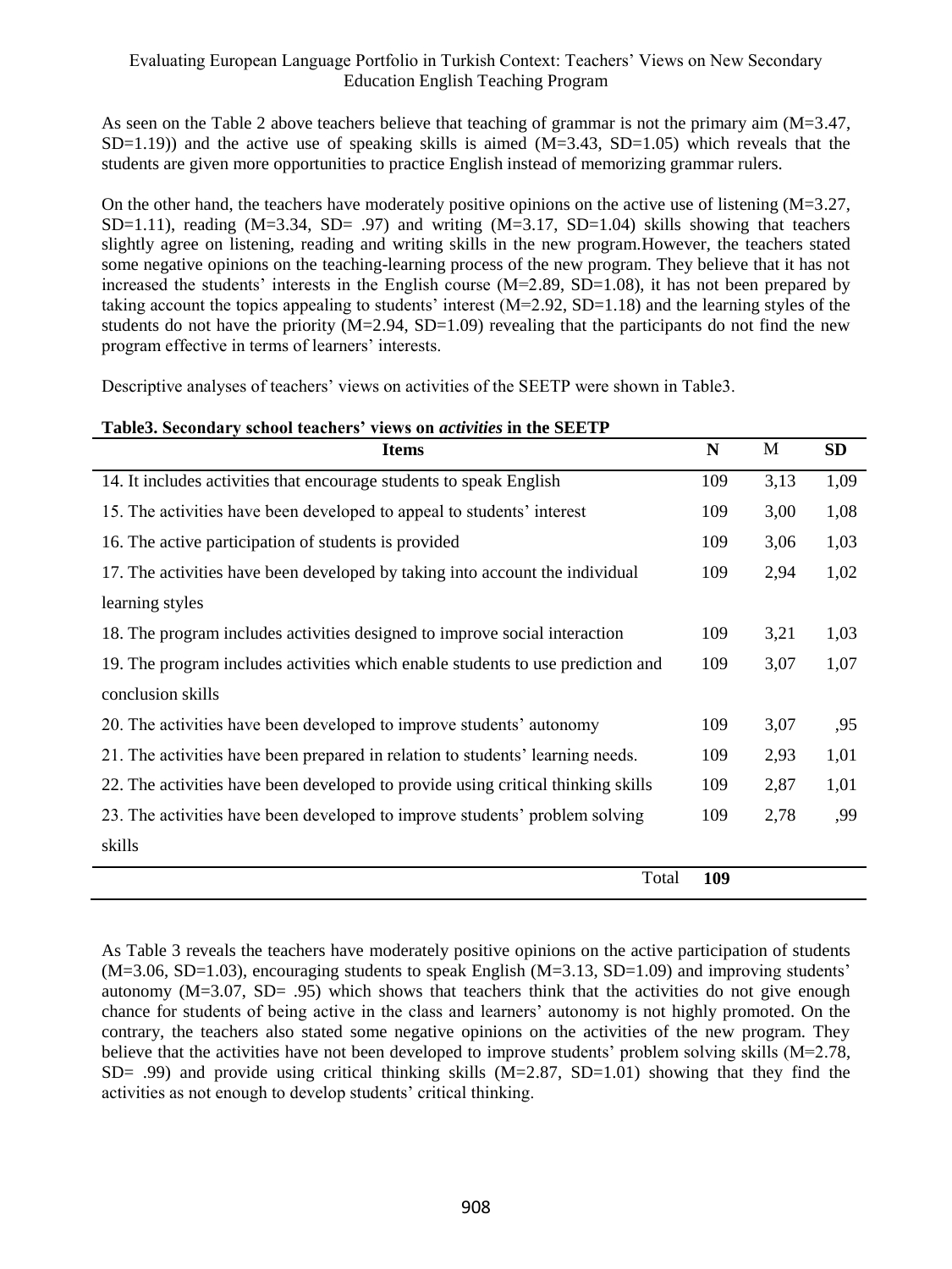As seen on the Table 2 above teachers believe that teaching of grammar is not the primary aim (M=3.47, SD=1.19)) and the active use of speaking skills is aimed (M=3.43, SD=1.05) which reveals that the students are given more opportunities to practice English instead of memorizing grammar rulers.

On the other hand, the teachers have moderately positive opinions on the active use of listening (M=3.27, SD=1.11), reading (M=3.34, SD= .97) and writing (M=3.17, SD=1.04) skills showing that teachers slightly agree on listening, reading and writing skills in the new program.However, the teachers stated some negative opinions on the teaching-learning process of the new program. They believe that it has not increased the students' interests in the English course (M=2.89, SD=1.08), it has not been prepared by taking account the topics appealing to students' interest (M=2.92, SD=1.18) and the learning styles of the students do not have the priority (M=2.94, SD=1.09) revealing that the participants do not find the new program effective in terms of learners' interests.

Descriptive analyses of teachers' views on activities of the SEETP were shown in Table3.

**Table3. Secondary school teachers' views on *activities* in the SEETP**

| Items | N | M | SD |
|---|---|---|---|
| 14. It includes activities that encourage students to speak English | 109 | 3,13 | 1,09 |
| 15. The activities have been developed to appeal to students' interest | 109 | 3,00 | 1,08 |
| 16. The active participation of students is provided | 109 | 3,06 | 1,03 |
| 17. The activities have been developed by taking into account the individual learning styles | 109 | 2,94 | 1,02 |
| 18. The program includes activities designed to improve social interaction | 109 | 3,21 | 1,03 |
| 19. The program includes activities which enable students to use prediction and conclusion skills | 109 | 3,07 | 1,07 |
| 20. The activities have been developed to improve students' autonomy | 109 | 3,07 | ,95 |
| 21. The activities have been prepared in relation to students' learning needs. | 109 | 2,93 | 1,01 |
| 22. The activities have been developed to provide using critical thinking skills | 109 | 2,87 | 1,01 |
| 23. The activities have been developed to improve students' problem solving skills | 109 | 2,78 | ,99 |
| Total | **109** | | |

As Table 3 reveals the teachers have moderately positive opinions on the active participation of students (M=3.06, SD=1.03), encouraging students to speak English (M=3.13, SD=1.09) and improving students' autonomy (M=3.07, SD= .95) which shows that teachers think that the activities do not give enough chance for students of being active in the class and learners' autonomy is not highly promoted. On the contrary, the teachers also stated some negative opinions on the activities of the new program. They believe that the activities have not been developed to improve students' problem solving skills (M=2.78, SD= .99) and provide using critical thinking skills (M=2.87, SD=1.01) showing that they find the activities as not enough to develop students' critical thinking.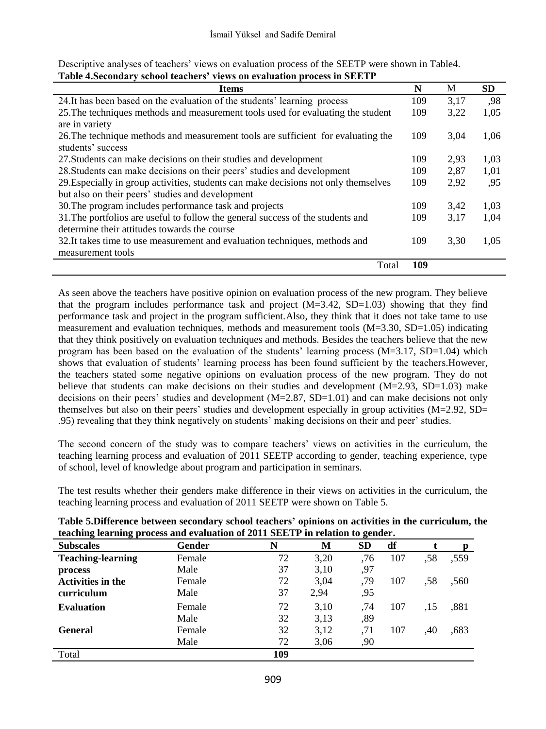Descriptive analyses of teachers' views on evaluation process of the SEETP were shown in Table4.

**Table 4.Secondary school teachers' views on evaluation process in SEETP**

| Items | N | M | SD |
|---|---|---|---|
| 24.It has been based on the evaluation of the students' learning process | 109 | 3,17 | ,98 |
| 25.The techniques methods and measurement tools used for evaluating the student are in variety | 109 | 3,22 | 1,05 |
| 26.The technique methods and measurement tools are sufficient for evaluating the students' success | 109 | 3,04 | 1,06 |
| 27.Students can make decisions on their studies and development | 109 | 2,93 | 1,03 |
| 28.Students can make decisions on their peers' studies and development | 109 | 2,87 | 1,01 |
| 29.Especially in group activities, students can make decisions not only themselves but also on their peers' studies and development | 109 | 2,92 | ,95 |
| 30.The program includes performance task and projects | 109 | 3,42 | 1,03 |
| 31.The portfolios are useful to follow the general success of the students and determine their attitudes towards the course | 109 | 3,17 | 1,04 |
| 32.It takes time to use measurement and evaluation techniques, methods and measurement tools | 109 | 3,30 | 1,05 |
| Total | **109** | | |

As seen above the teachers have positive opinion on evaluation process of the new program. They believe that the program includes performance task and project (M=3.42, SD=1.03) showing that they find performance task and project in the program sufficient.Also, they think that it does not take tame to use measurement and evaluation techniques, methods and measurement tools (M=3.30, SD=1.05) indicating that they think positively on evaluation techniques and methods. Besides the teachers believe that the new program has been based on the evaluation of the students' learning process (M=3.17, SD=1.04) which shows that evaluation of students' learning process has been found sufficient by the teachers.However, the teachers stated some negative opinions on evaluation process of the new program. They do not believe that students can make decisions on their studies and development (M=2.93, SD=1.03) make decisions on their peers' studies and development (M=2.87, SD=1.01) and can make decisions not only themselves but also on their peers' studies and development especially in group activities (M=2.92, SD= .95) revealing that they think negatively on students' making decisions on their and peer' studies.

The second concern of the study was to compare teachers' views on activities in the curriculum, the teaching learning process and evaluation of 2011 SEETP according to gender, teaching experience, type of school, level of knowledge about program and participation in seminars.

The test results whether their genders make difference in their views on activities in the curriculum, the teaching learning process and evaluation of 2011 SEETP were shown on Table 5.

**Table 5.Difference between secondary school teachers' opinions on activities in the curriculum, the teaching learning process and evaluation of 2011 SEETP in relation to gender.**

| Subscales | Gender | N | M | SD | df | t | p |
|---|---|---|---|---|---|---|---|
| **Teaching-learning process** | Female | 72 | 3,20 | ,76 | 107 | ,58 | ,559 |
| | Male | 37 | 3,10 | ,97 | | | |
| **Activities in the curriculum** | Female | 72 | 3,04 | ,79 | 107 | ,58 | ,560 |
| | Male | 37 | 2,94 | ,95 | | | |
| **Evaluation** | Female | 72 | 3,10 | ,74 | 107 | ,15 | ,881 |
| | Male | 32 | 3,13 | ,89 | | | |
| **General** | Female | 32 | 3,12 | ,71 | 107 | ,40 | ,683 |
| | Male | 72 | 3,06 | ,90 | | | |
| Total | | **109** | | | | | |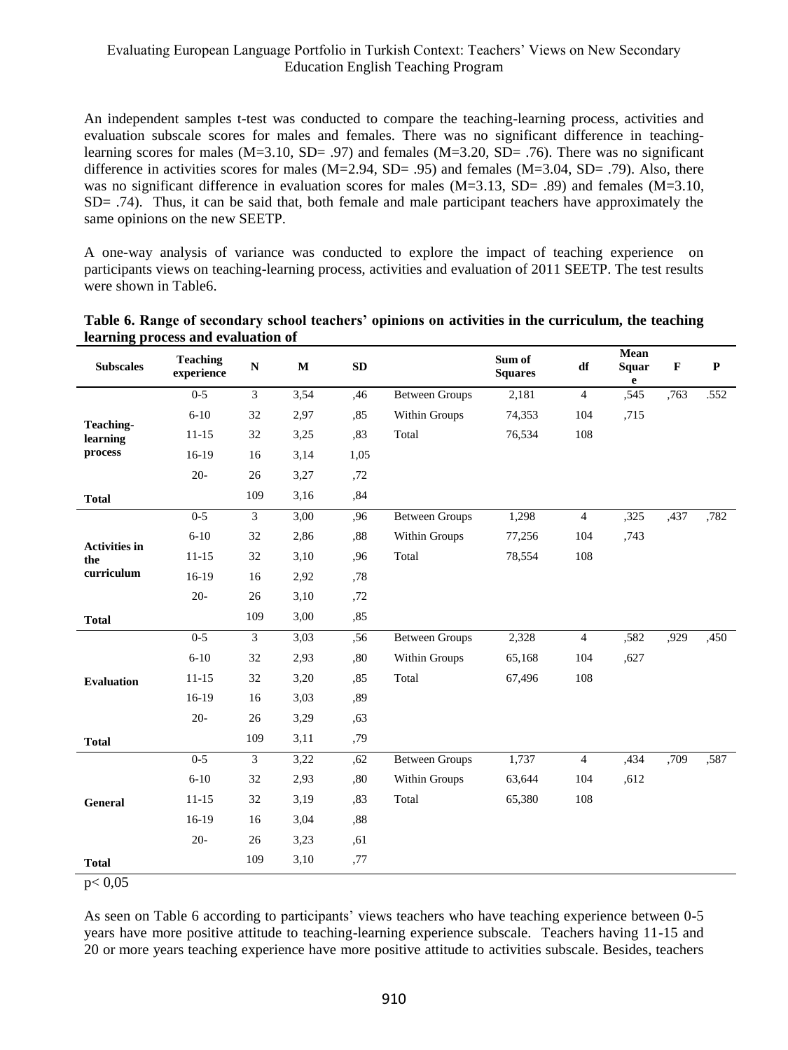An independent samples t-test was conducted to compare the teaching-learning process, activities and evaluation subscale scores for males and females. There was no significant difference in teaching-learning scores for males (M=3.10, SD= .97) and females (M=3.20, SD= .76). There was no significant difference in activities scores for males (M=2.94, SD= .95) and females (M=3.04, SD= .79). Also, there was no significant difference in evaluation scores for males (M=3.13, SD= .89) and females (M=3.10, SD= .74). Thus, it can be said that, both female and male participant teachers have approximately the same opinions on the new SEETP.

A one-way analysis of variance was conducted to explore the impact of teaching experience on participants views on teaching-learning process, activities and evaluation of 2011 SEETP. The test results were shown in Table6.

**Table 6. Range of secondary school teachers' opinions on activities in the curriculum, the teaching learning process and evaluation of**

| Subscales | Teaching experience | N | M | SD | | Sum of Squares | df | Mean Square | F | P |
|---|---|---|---|---|---|---|---|---|---|---|
| Teaching-learning process | 0-5 | 3 | 3,54 | ,46 | Between Groups | 2,181 | 4 | ,545 | ,763 | .552 |
| | 6-10 | 32 | 2,97 | ,85 | Within Groups | 74,353 | 104 | ,715 | | |
| | 11-15 | 32 | 3,25 | ,83 | Total | 76,534 | 108 | | | |
| | 16-19 | 16 | 3,14 | 1,05 | | | | | | |
| | 20- | 26 | 3,27 | ,72 | | | | | | |
| **Total** | | 109 | 3,16 | ,84 | | | | | | |
| Activities in the curriculum | 0-5 | 3 | 3,00 | ,96 | Between Groups | 1,298 | 4 | ,325 | ,437 | ,782 |
| | 6-10 | 32 | 2,86 | ,88 | Within Groups | 77,256 | 104 | ,743 | | |
| | 11-15 | 32 | 3,10 | ,96 | Total | 78,554 | 108 | | | |
| | 16-19 | 16 | 2,92 | ,78 | | | | | | |
| | 20- | 26 | 3,10 | ,72 | | | | | | |
| **Total** | | 109 | 3,00 | ,85 | | | | | | |
| Evaluation | 0-5 | 3 | 3,03 | ,56 | Between Groups | 2,328 | 4 | ,582 | ,929 | ,450 |
| | 6-10 | 32 | 2,93 | ,80 | Within Groups | 65,168 | 104 | ,627 | | |
| | 11-15 | 32 | 3,20 | ,85 | Total | 67,496 | 108 | | | |
| | 16-19 | 16 | 3,03 | ,89 | | | | | | |
| | 20- | 26 | 3,29 | ,63 | | | | | | |
| **Total** | | 109 | 3,11 | ,79 | | | | | | |
| General | 0-5 | 3 | 3,22 | ,62 | Between Groups | 1,737 | 4 | ,434 | ,709 | ,587 |
| | 6-10 | 32 | 2,93 | ,80 | Within Groups | 63,644 | 104 | ,612 | | |
| | 11-15 | 32 | 3,19 | ,83 | Total | 65,380 | 108 | | | |
| | 16-19 | 16 | 3,04 | ,88 | | | | | | |
| | 20- | 26 | 3,23 | ,61 | | | | | | |
| **Total** | | 109 | 3,10 | ,77 | | | | | | |

$p < 0,05$

As seen on Table 6 according to participants' views teachers who have teaching experience between 0-5 years have more positive attitude to teaching-learning experience subscale. Teachers having 11-15 and 20 or more years teaching experience have more positive attitude to activities subscale. Besides, teachers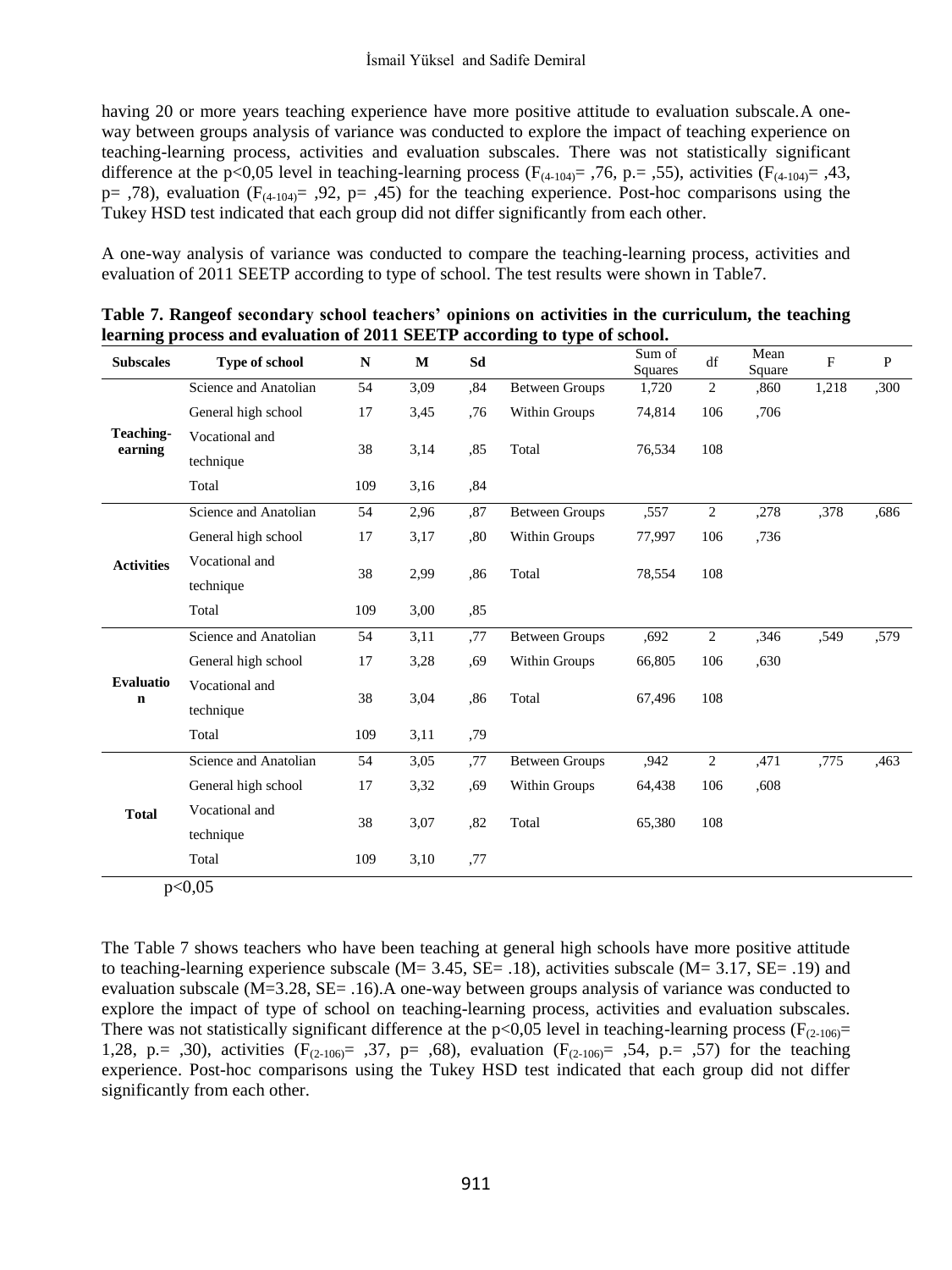having 20 or more years teaching experience have more positive attitude to evaluation subscale. A one-way between groups analysis of variance was conducted to explore the impact of teaching experience on teaching-learning process, activities and evaluation subscales. There was not statistically significant difference at the p<0,05 level in teaching-learning process ($F_{(4\text{-}104)}$= ,76, p.= ,55), activities ($F_{(4\text{-}104)}$= ,43, p= ,78), evaluation ($F_{(4\text{-}104)}$= ,92, p= ,45) for the teaching experience. Post-hoc comparisons using the Tukey HSD test indicated that each group did not differ significantly from each other.

A one-way analysis of variance was conducted to compare the teaching-learning process, activities and evaluation of 2011 SEETP according to type of school. The test results were shown in Table7.

**Table 7. Rangeof secondary school teachers' opinions on activities in the curriculum, the teaching learning process and evaluation of 2011 SEETP according to type of school.**

| Subscales | Type of school | N | M | Sd | | Sum of Squares | df | Mean Square | F | P |
|---|---|---|---|---|---|---|---|---|---|---|
| Teaching-earning | Science and Anatolian | 54 | 3,09 | ,84 | Between Groups | 1,720 | 2 | ,860 | 1,218 | ,300 |
| | General high school | 17 | 3,45 | ,76 | Within Groups | 74,814 | 106 | ,706 | | |
| | Vocational and technique | 38 | 3,14 | ,85 | Total | 76,534 | 108 | | | |
| | Total | 109 | 3,16 | ,84 | | | | | | |
| Activities | Science and Anatolian | 54 | 2,96 | ,87 | Between Groups | ,557 | 2 | ,278 | ,378 | ,686 |
| | General high school | 17 | 3,17 | ,80 | Within Groups | 77,997 | 106 | ,736 | | |
| | Vocational and technique | 38 | 2,99 | ,86 | Total | 78,554 | 108 | | | |
| | Total | 109 | 3,00 | ,85 | | | | | | |
| Evaluation | Science and Anatolian | 54 | 3,11 | ,77 | Between Groups | ,692 | 2 | ,346 | ,549 | ,579 |
| | General high school | 17 | 3,28 | ,69 | Within Groups | 66,805 | 106 | ,630 | | |
| | Vocational and technique | 38 | 3,04 | ,86 | Total | 67,496 | 108 | | | |
| | Total | 109 | 3,11 | ,79 | | | | | | |
| Total | Science and Anatolian | 54 | 3,05 | ,77 | Between Groups | ,942 | 2 | ,471 | ,775 | ,463 |
| | General high school | 17 | 3,32 | ,69 | Within Groups | 64,438 | 106 | ,608 | | |
| | Vocational and technique | 38 | 3,07 | ,82 | Total | 65,380 | 108 | | | |
| | Total | 109 | 3,10 | ,77 | | | | | | |

p<0,05

The Table 7 shows teachers who have been teaching at general high schools have more positive attitude to teaching-learning experience subscale (M= 3.45, SE= .18), activities subscale (M= 3.17, SE= .19) and evaluation subscale (M=3.28, SE= .16). A one-way between groups analysis of variance was conducted to explore the impact of type of school on teaching-learning process, activities and evaluation subscales. There was not statistically significant difference at the p<0,05 level in teaching-learning process ($F_{(2\text{-}106)}$= 1,28, p.= ,30), activities ($F_{(2\text{-}106)}$= ,37, p= ,68), evaluation ($F_{(2\text{-}106)}$= ,54, p.= ,57) for the teaching experience. Post-hoc comparisons using the Tukey HSD test indicated that each group did not differ significantly from each other.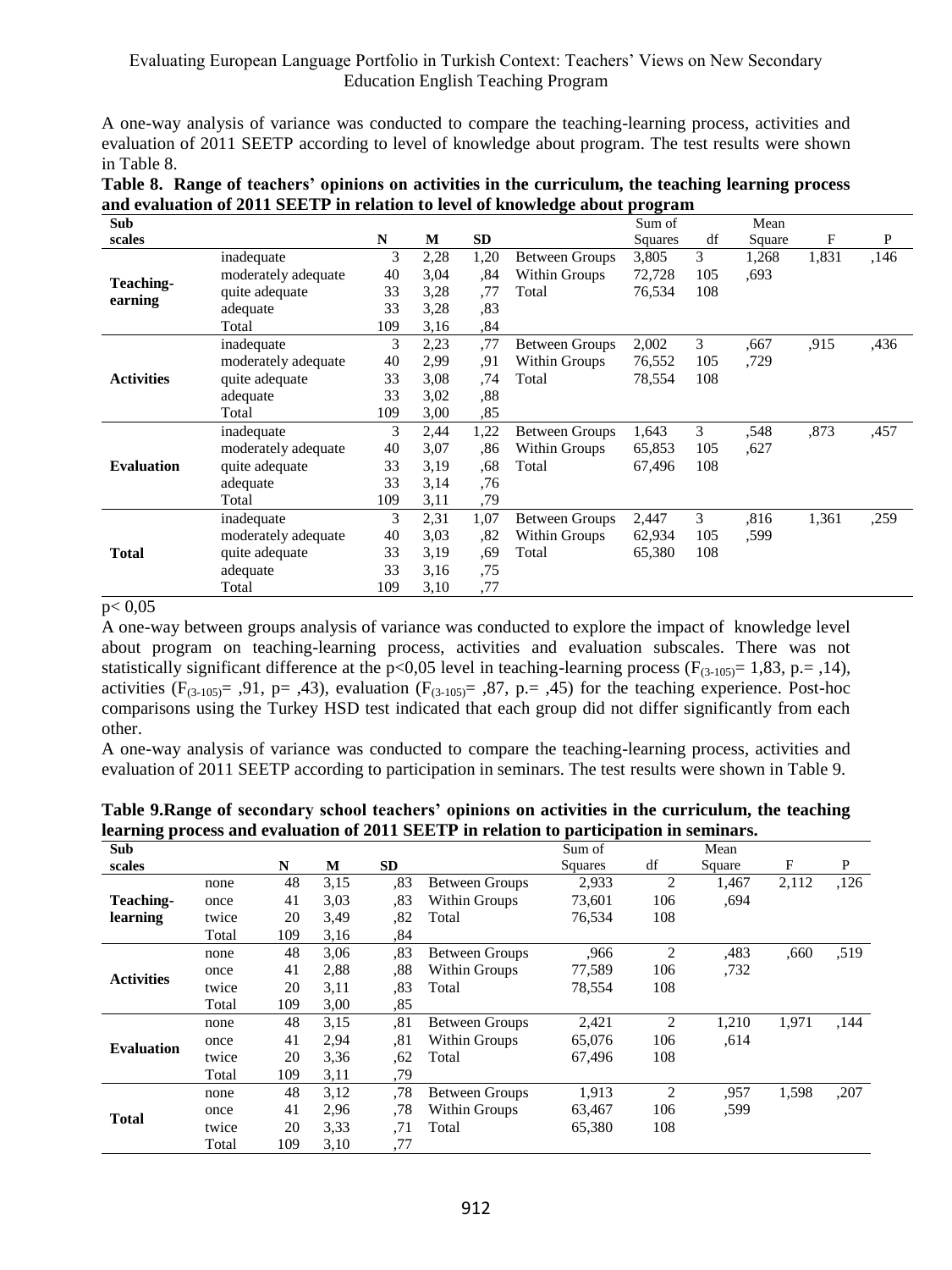A one-way analysis of variance was conducted to compare the teaching-learning process, activities and evaluation of 2011 SEETP according to level of knowledge about program. The test results were shown in Table 8.

**Table 8. Range of teachers' opinions on activities in the curriculum, the teaching learning process and evaluation of 2011 SEETP in relation to level of knowledge about program**

| Sub scales | | N | M | SD | | Sum of Squares | df | Mean Square | F | P |
|---|---|---|---|---|---|---|---|---|---|---|
| **Teaching-earning** | inadequate | 3 | 2,28 | 1,20 | Between Groups | 3,805 | 3 | 1,268 | 1,831 | ,146 |
| | moderately adequate | 40 | 3,04 | ,84 | Within Groups | 72,728 | 105 | ,693 | | |
| | quite adequate | 33 | 3,28 | ,77 | Total | 76,534 | 108 | | | |
| | adequate | 33 | 3,28 | ,83 | | | | | | |
| | Total | 109 | 3,16 | ,84 | | | | | | |
| **Activities** | inadequate | 3 | 2,23 | ,77 | Between Groups | 2,002 | 3 | ,667 | ,915 | ,436 |
| | moderately adequate | 40 | 2,99 | ,91 | Within Groups | 76,552 | 105 | ,729 | | |
| | quite adequate | 33 | 3,08 | ,74 | Total | 78,554 | 108 | | | |
| | adequate | 33 | 3,02 | ,88 | | | | | | |
| | Total | 109 | 3,00 | ,85 | | | | | | |
| **Evaluation** | inadequate | 3 | 2,44 | 1,22 | Between Groups | 1,643 | 3 | ,548 | ,873 | ,457 |
| | moderately adequate | 40 | 3,07 | ,86 | Within Groups | 65,853 | 105 | ,627 | | |
| | quite adequate | 33 | 3,19 | ,68 | Total | 67,496 | 108 | | | |
| | adequate | 33 | 3,14 | ,76 | | | | | | |
| | Total | 109 | 3,11 | ,79 | | | | | | |
| **Total** | inadequate | 3 | 2,31 | 1,07 | Between Groups | 2,447 | 3 | ,816 | 1,361 | ,259 |
| | moderately adequate | 40 | 3,03 | ,82 | Within Groups | 62,934 | 105 | ,599 | | |
| | quite adequate | 33 | 3,19 | ,69 | Total | 65,380 | 108 | | | |
| | adequate | 33 | 3,16 | ,75 | | | | | | |
| | Total | 109 | 3,10 | ,77 | | | | | | |

$p < 0,05$

A one-way between groups analysis of variance was conducted to explore the impact of knowledge level about program on teaching-learning process, activities and evaluation subscales. There was not statistically significant difference at the $p<0,05$ level in teaching-learning process ($F_{(3\text{-}105)}= 1,83$, p.= ,14), activities ($F_{(3\text{-}105)}= ,91$, p= ,43), evaluation ($F_{(3\text{-}105)}= ,87$, p.= ,45) for the teaching experience. Post-hoc comparisons using the Turkey HSD test indicated that each group did not differ significantly from each other.

A one-way analysis of variance was conducted to compare the teaching-learning process, activities and evaluation of 2011 SEETP according to participation in seminars. The test results were shown in Table 9.

**Table 9.Range of secondary school teachers' opinions on activities in the curriculum, the teaching learning process and evaluation of 2011 SEETP in relation to participation in seminars.**

| Sub scales | | N | M | SD | | Sum of Squares | df | Mean Square | F | P |
|---|---|---|---|---|---|---|---|---|---|---|
| **Teaching-learning** | none | 48 | 3,15 | ,83 | Between Groups | 2,933 | 2 | 1,467 | 2,112 | ,126 |
| | once | 41 | 3,03 | ,83 | Within Groups | 73,601 | 106 | ,694 | | |
| | twice | 20 | 3,49 | ,82 | Total | 76,534 | 108 | | | |
| | Total | 109 | 3,16 | ,84 | | | | | | |
| **Activities** | none | 48 | 3,06 | ,83 | Between Groups | ,966 | 2 | ,483 | ,660 | ,519 |
| | once | 41 | 2,88 | ,88 | Within Groups | 77,589 | 106 | ,732 | | |
| | twice | 20 | 3,11 | ,83 | Total | 78,554 | 108 | | | |
| | Total | 109 | 3,00 | ,85 | | | | | | |
| **Evaluation** | none | 48 | 3,15 | ,81 | Between Groups | 2,421 | 2 | 1,210 | 1,971 | ,144 |
| | once | 41 | 2,94 | ,81 | Within Groups | 65,076 | 106 | ,614 | | |
| | twice | 20 | 3,36 | ,62 | Total | 67,496 | 108 | | | |
| | Total | 109 | 3,11 | ,79 | | | | | | |
| **Total** | none | 48 | 3,12 | ,78 | Between Groups | 1,913 | 2 | ,957 | 1,598 | ,207 |
| | once | 41 | 2,96 | ,78 | Within Groups | 63,467 | 106 | ,599 | | |
| | twice | 20 | 3,33 | ,71 | Total | 65,380 | 108 | | | |
| | Total | 109 | 3,10 | ,77 | | | | | | |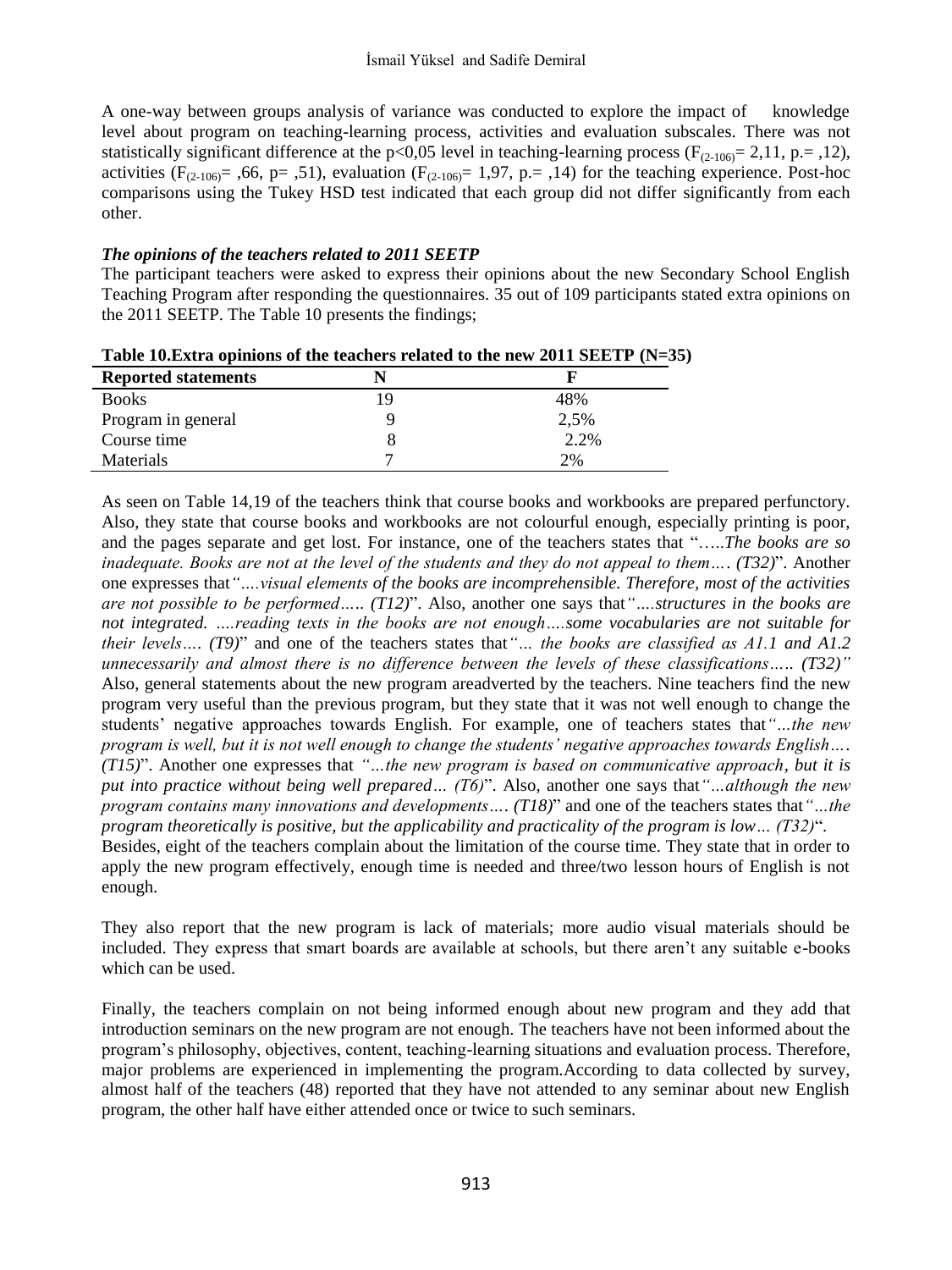A one-way between groups analysis of variance was conducted to explore the impact of knowledge level about program on teaching-learning process, activities and evaluation subscales. There was not statistically significant difference at the p<0,05 level in teaching-learning process ($F_{(2\text{-}106)}$= 2,11, p.= ,12), activities ($F_{(2\text{-}106)}$= ,66, p= ,51), evaluation ($F_{(2\text{-}106)}$= 1,97, p.= ,14) for the teaching experience. Post-hoc comparisons using the Tukey HSD test indicated that each group did not differ significantly from each other.

### *The opinions of the teachers related to 2011 SEETP*

The participant teachers were asked to express their opinions about the new Secondary School English Teaching Program after responding the questionnaires. 35 out of 109 participants stated extra opinions on the 2011 SEETP. The Table 10 presents the findings;

**Table 10.Extra opinions of the teachers related to the new 2011 SEETP (N=35)**

| Reported statements | N | F |
|---|---|---|
| Books | 19 | 48% |
| Program in general | 9 | 2,5% |
| Course time | 8 | 2.2% |
| Materials | 7 | 2% |

As seen on Table 14,19 of the teachers think that course books and workbooks are prepared perfunctory. Also, they state that course books and workbooks are not colourful enough, especially printing is poor, and the pages separate and get lost. For instance, one of the teachers states that "*…..The books are so inadequate. Books are not at the level of the students and they do not appeal to them…. (T32)*". Another one expresses that*"….visual elements of the books are incomprehensible. Therefore, most of the activities are not possible to be performed….. (T12)*". Also, another one says that*"….structures in the books are not integrated. ….reading texts in the books are not enough….some vocabularies are not suitable for their levels…. (T9)*" and one of the teachers states that*"… the books are classified as A1.1 and A1.2 unnecessarily and almost there is no difference between the levels of these classifications….. (T32)"* Also, general statements about the new program areadverted by the teachers. Nine teachers find the new program very useful than the previous program, but they state that it was not well enough to change the students' negative approaches towards English. For example, one of teachers states that*"…the new program is well, but it is not well enough to change the students' negative approaches towards English…. (T15)*". Another one expresses that *"…the new program is based on communicative approach, but it is put into practice without being well prepared… (T6)*". Also, another one says that*"…although the new program contains many innovations and developments…. (T18)*" and one of the teachers states that*"…the program theoretically is positive, but the applicability and practicality of the program is low… (T32)*".
Besides, eight of the teachers complain about the limitation of the course time. They state that in order to apply the new program effectively, enough time is needed and three/two lesson hours of English is not enough.

They also report that the new program is lack of materials; more audio visual materials should be included. They express that smart boards are available at schools, but there aren't any suitable e-books which can be used.

Finally, the teachers complain on not being informed enough about new program and they add that introduction seminars on the new program are not enough. The teachers have not been informed about the program's philosophy, objectives, content, teaching-learning situations and evaluation process. Therefore, major problems are experienced in implementing the program.According to data collected by survey, almost half of the teachers (48) reported that they have not attended to any seminar about new English program, the other half have either attended once or twice to such seminars.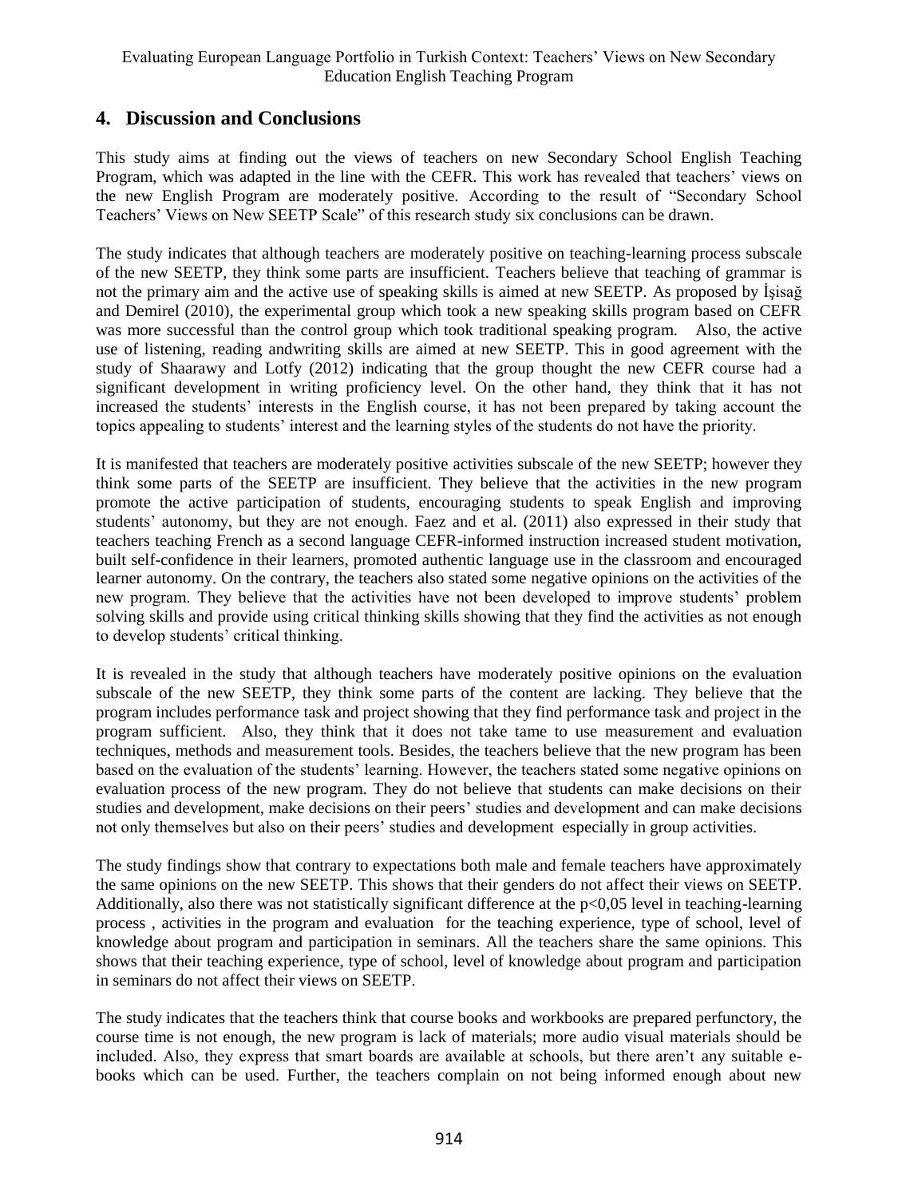## 4. Discussion and Conclusions

This study aims at finding out the views of teachers on new Secondary School English Teaching Program, which was adapted in the line with the CEFR. This work has revealed that teachers' views on the new English Program are moderately positive. According to the result of "Secondary School Teachers' Views on New SEETP Scale" of this research study six conclusions can be drawn.

The study indicates that although teachers are moderately positive on teaching-learning process subscale of the new SEETP, they think some parts are insufficient. Teachers believe that teaching of grammar is not the primary aim and the active use of speaking skills is aimed at new SEETP. As proposed by İşisağ and Demirel (2010), the experimental group which took a new speaking skills program based on CEFR was more successful than the control group which took traditional speaking program. Also, the active use of listening, reading andwriting skills are aimed at new SEETP. This in good agreement with the study of Shaarawy and Lotfy (2012) indicating that the group thought the new CEFR course had a significant development in writing proficiency level. On the other hand, they think that it has not increased the students' interests in the English course, it has not been prepared by taking account the topics appealing to students' interest and the learning styles of the students do not have the priority.

It is manifested that teachers are moderately positive activities subscale of the new SEETP; however they think some parts of the SEETP are insufficient. They believe that the activities in the new program promote the active participation of students, encouraging students to speak English and improving students' autonomy, but they are not enough. Faez and et al. (2011) also expressed in their study that teachers teaching French as a second language CEFR-informed instruction increased student motivation, built self-confidence in their learners, promoted authentic language use in the classroom and encouraged learner autonomy. On the contrary, the teachers also stated some negative opinions on the activities of the new program. They believe that the activities have not been developed to improve students' problem solving skills and provide using critical thinking skills showing that they find the activities as not enough to develop students' critical thinking.

It is revealed in the study that although teachers have moderately positive opinions on the evaluation subscale of the new SEETP, they think some parts of the content are lacking. They believe that the program includes performance task and project showing that they find performance task and project in the program sufficient. Also, they think that it does not take tame to use measurement and evaluation techniques, methods and measurement tools. Besides, the teachers believe that the new program has been based on the evaluation of the students' learning. However, the teachers stated some negative opinions on evaluation process of the new program. They do not believe that students can make decisions on their studies and development, make decisions on their peers' studies and development and can make decisions not only themselves but also on their peers' studies and development especially in group activities.

The study findings show that contrary to expectations both male and female teachers have approximately the same opinions on the new SEETP. This shows that their genders do not affect their views on SEETP. Additionally, also there was not statistically significant difference at the $p<0,05$ level in teaching-learning process , activities in the program and evaluation for the teaching experience, type of school, level of knowledge about program and participation in seminars. All the teachers share the same opinions. This shows that their teaching experience, type of school, level of knowledge about program and participation in seminars do not affect their views on SEETP.

The study indicates that the teachers think that course books and workbooks are prepared perfunctory, the course time is not enough, the new program is lack of materials; more audio visual materials should be included. Also, they express that smart boards are available at schools, but there aren't any suitable e-books which can be used. Further, the teachers complain on not being informed enough about new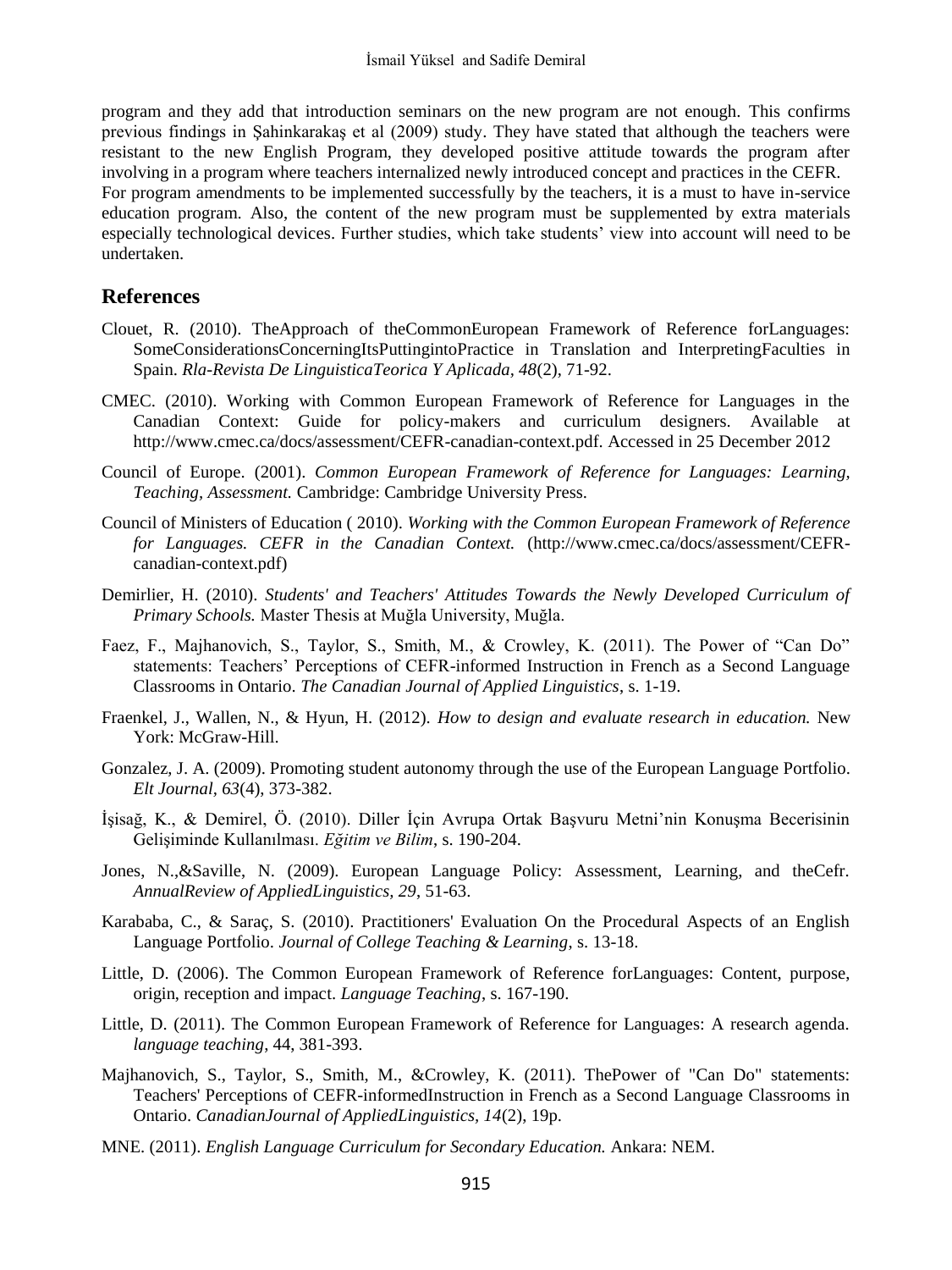program and they add that introduction seminars on the new program are not enough. This confirms previous findings in Şahinkarakaş et al (2009) study. They have stated that although the teachers were resistant to the new English Program, they developed positive attitude towards the program after involving in a program where teachers internalized newly introduced concept and practices in the CEFR.
For program amendments to be implemented successfully by the teachers, it is a must to have in-service education program. Also, the content of the new program must be supplemented by extra materials especially technological devices. Further studies, which take students' view into account will need to be undertaken.

## References

Clouet, R. (2010). TheApproach of theCommonEuropean Framework of Reference forLanguages: SomeConsiderationsConcerningItsPuttingintoPractice in Translation and InterpretingFaculties in Spain. *Rla-Revista De LinguisticaTeorica Y Aplicada*, *48*(2), 71-92.

CMEC. (2010). Working with Common European Framework of Reference for Languages in the Canadian Context: Guide for policy-makers and curriculum designers. Available at http://www.cmec.ca/docs/assessment/CEFR-canadian-context.pdf. Accessed in 25 December 2012

Council of Europe. (2001). *Common European Framework of Reference for Languages: Learning, Teaching, Assessment.* Cambridge: Cambridge University Press.

Council of Ministers of Education ( 2010). *Working with the Common European Framework of Reference for Languages. CEFR in the Canadian Context.* (http://www.cmec.ca/docs/assessment/CEFR-canadian-context.pdf)

Demirlier, H. (2010). *Students' and Teachers' Attitudes Towards the Newly Developed Curriculum of Primary Schools.* Master Thesis at Muğla University, Muğla.

Faez, F., Majhanovich, S., Taylor, S., Smith, M., & Crowley, K. (2011). The Power of "Can Do" statements: Teachers' Perceptions of CEFR-informed Instruction in French as a Second Language Classrooms in Ontario. *The Canadian Journal of Applied Linguistics*, s. 1-19.

Fraenkel, J., Wallen, N., & Hyun, H. (2012). *How to design and evaluate research in education.* New York: McGraw-Hill.

Gonzalez, J. A. (2009). Promoting student autonomy through the use of the European Language Portfolio. *Elt Journal*, *63*(4), 373-382.

İşisağ, K., & Demirel, Ö. (2010). Diller İçin Avrupa Ortak Başvuru Metni'nin Konuşma Becerisinin Gelişiminde Kullanılması. *Eğitim ve Bilim*, s. 190-204.

Jones, N.,&Saville, N. (2009). European Language Policy: Assessment, Learning, and theCefr. *AnnualReview of AppliedLinguistics, 29*, 51-63.

Karababa, C., & Saraç, S. (2010). Practitioners' Evaluation On the Procedural Aspects of an English Language Portfolio. *Journal of College Teaching & Learning*, s. 13-18.

Little, D. (2006). The Common European Framework of Reference forLanguages: Content, purpose, origin, reception and impact. *Language Teaching*, s. 167-190.

Little, D. (2011). The Common European Framework of Reference for Languages: A research agenda. *language teaching*, 44, 381-393.

Majhanovich, S., Taylor, S., Smith, M., &Crowley, K. (2011). ThePower of "Can Do" statements: Teachers' Perceptions of CEFR-informedInstruction in French as a Second Language Classrooms in Ontario. *CanadianJournal of AppliedLinguistics, 14*(2), 19p.

MNE. (2011). *English Language Curriculum for Secondary Education.* Ankara: NEM.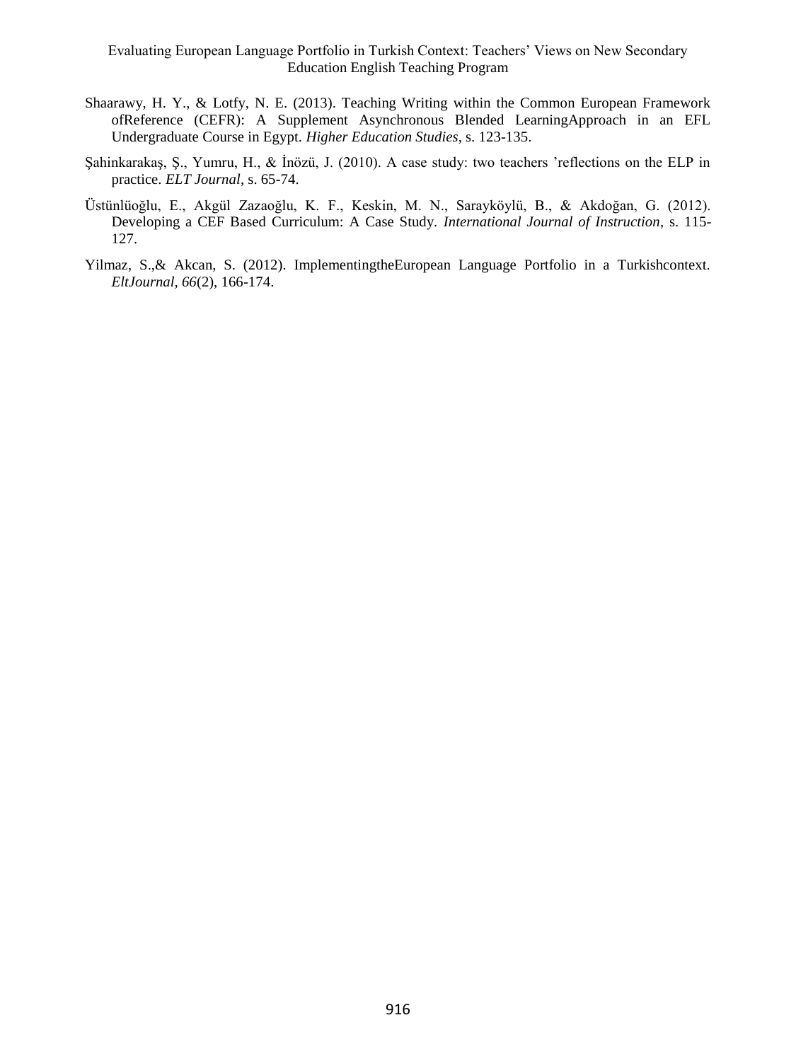Shaarawy, H. Y., & Lotfy, N. E. (2013). Teaching Writing within the Common European Framework ofReference (CEFR): A Supplement Asynchronous Blended LearningApproach in an EFL Undergraduate Course in Egypt. *Higher Education Studies*, s. 123-135.

Şahinkarakaş, Ş., Yumru, H., & İnözü, J. (2010). A case study: two teachers 'reflections on the ELP in practice. *ELT Journal*, s. 65-74.

Üstünlüoğlu, E., Akgül Zazaoğlu, K. F., Keskin, M. N., Sarayköylü, B., & Akdoğan, G. (2012). Developing a CEF Based Curriculum: A Case Study. *International Journal of Instruction*, s. 115-127.

Yilmaz, S.,& Akcan, S. (2012). ImplementingtheEuropean Language Portfolio in a Turkishcontext. *EltJournal*, *66*(2), 166-174.